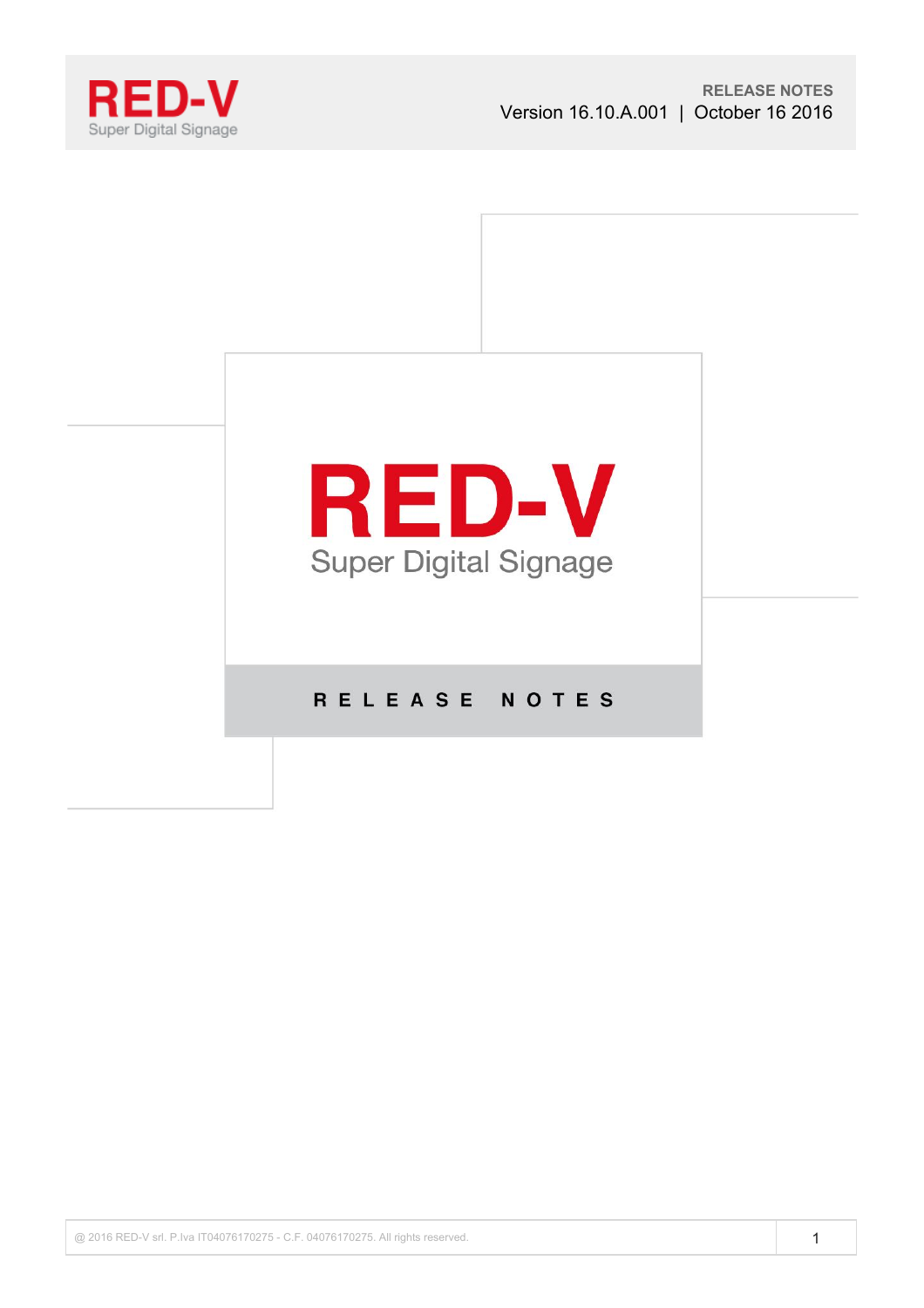# RED-V

Super Digital Signage

**RELEASE NOTES**

Version 16.10.A.001 | October 16 2016

# RED-V

## Super Digital Signage

## RELEASE NOTES

@ 2016 RED-V srl. P.Iva IT04076170275 - C.F. 04076170275. All rights reserved.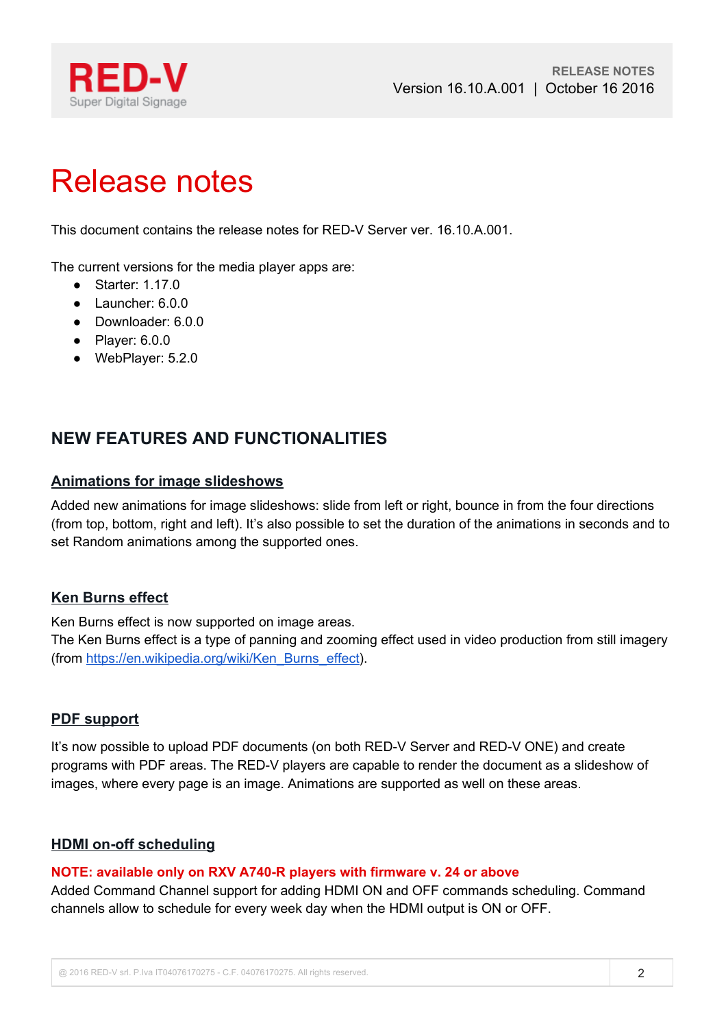# Release notes

This document contains the release notes for RED-V Server ver. 16.10.A.001.

The current versions for the media player apps are:

- Starter: 1.17.0
- Launcher: 6.0.0
- Downloader: 6.0.0
- Player: 6.0.0
- WebPlayer: 5.2.0

## NEW FEATURES AND FUNCTIONALITIES

### Animations for image slideshows

Added new animations for image slideshows: slide from left or right, bounce in from the four directions (from top, bottom, right and left). It's also possible to set the duration of the animations in seconds and to set Random animations among the supported ones.

### Ken Burns effect

Ken Burns effect is now supported on image areas.
The Ken Burns effect is a type of panning and zooming effect used in video production from still imagery (from https://en.wikipedia.org/wiki/Ken_Burns_effect).

### PDF support

It's now possible to upload PDF documents (on both RED-V Server and RED-V ONE) and create programs with PDF areas. The RED-V players are capable to render the document as a slideshow of images, where every page is an image. Animations are supported as well on these areas.

### HDMI on-off scheduling

**NOTE: available only on RXV A740-R players with firmware v. 24 or above**
Added Command Channel support for adding HDMI ON and OFF commands scheduling. Command channels allow to schedule for every week day when the HDMI output is ON or OFF.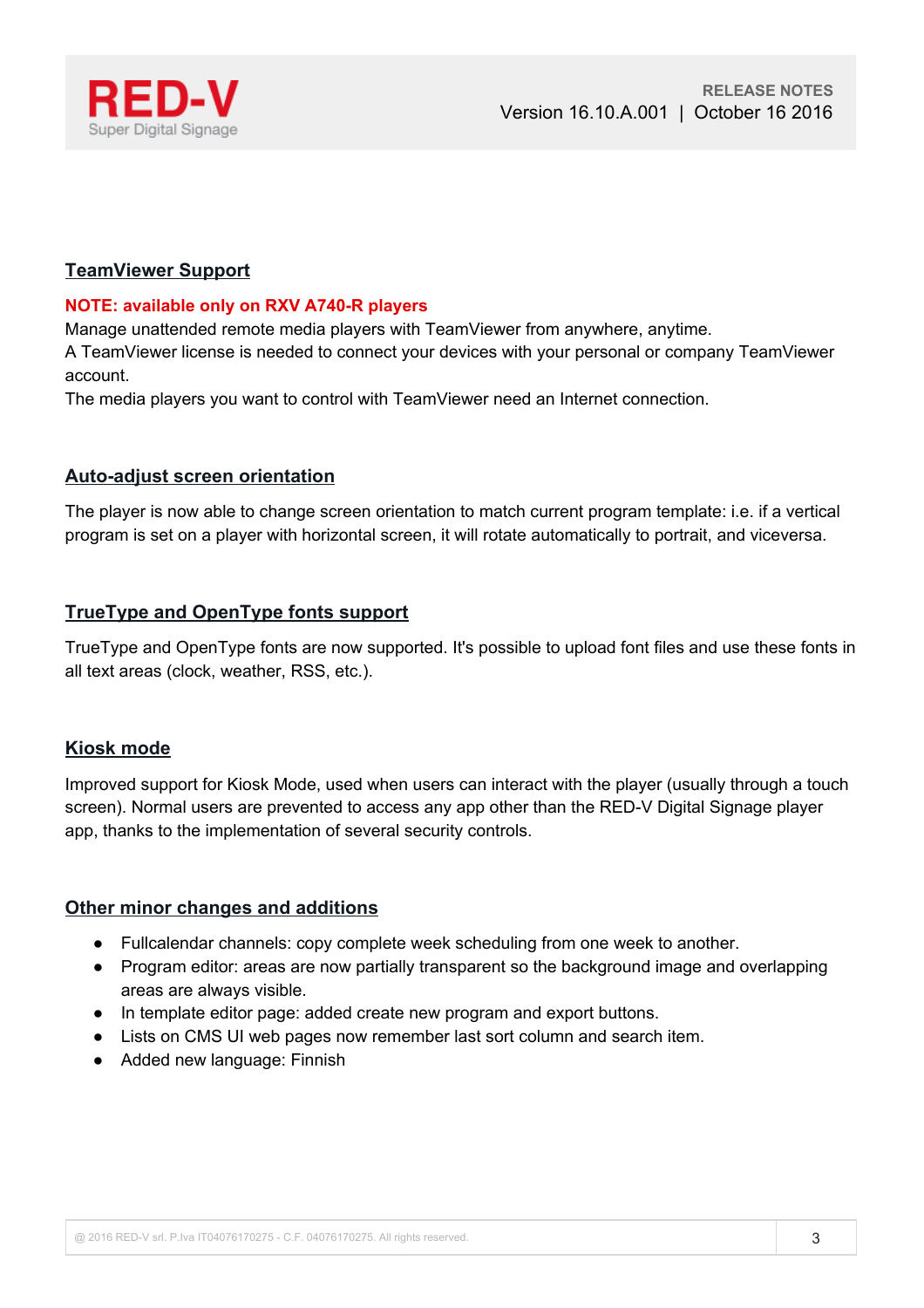## TeamViewer Support

**NOTE: available only on RXV A740-R players**

Manage unattended remote media players with TeamViewer from anywhere, anytime.
A TeamViewer license is needed to connect your devices with your personal or company TeamViewer account.
The media players you want to control with TeamViewer need an Internet connection.

## Auto-adjust screen orientation

The player is now able to change screen orientation to match current program template: i.e. if a vertical program is set on a player with horizontal screen, it will rotate automatically to portrait, and viceversa.

## TrueType and OpenType fonts support

TrueType and OpenType fonts are now supported. It's possible to upload font files and use these fonts in all text areas (clock, weather, RSS, etc.).

## Kiosk mode

Improved support for Kiosk Mode, used when users can interact with the player (usually through a touch screen). Normal users are prevented to access any app other than the RED-V Digital Signage player app, thanks to the implementation of several security controls.

## Other minor changes and additions

- Fullcalendar channels: copy complete week scheduling from one week to another.
- Program editor: areas are now partially transparent so the background image and overlapping areas are always visible.
- In template editor page: added create new program and export buttons.
- Lists on CMS UI web pages now remember last sort column and search item.
- Added new language: Finnish